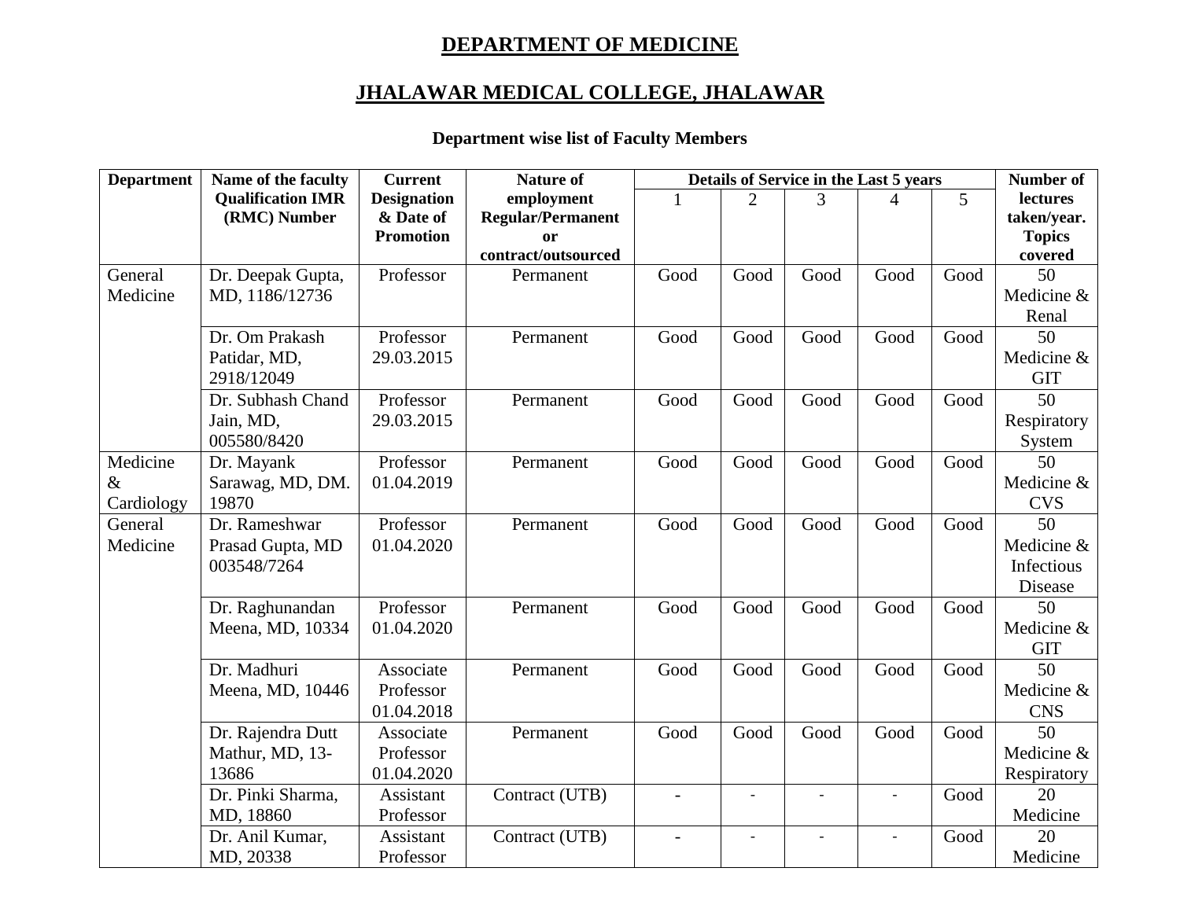# DEPARTMENT OF MEDICINE

# JHALAWAR MEDICAL COLLEGE, JHALAWAR

### Department wise list of Faculty Members

| Department | Name of the faculty Qualification IMR (RMC) Number | Current Designation & Date of Promotion | Nature of employment Regular/Permanent or contract/outsourced | Details of Service in the Last 5 years | | | | | Number of lectures taken/year. Topics covered |
|---|---|---|---|---|---|---|---|---|---|
| | | | | 1 | 2 | 3 | 4 | 5 | |
| General Medicine | Dr. Deepak Gupta, MD, 1186/12736 | Professor | Permanent | Good | Good | Good | Good | Good | 50 Medicine & Renal |
| | Dr. Om Prakash Patidar, MD, 2918/12049 | Professor 29.03.2015 | Permanent | Good | Good | Good | Good | Good | 50 Medicine & GIT |
| | Dr. Subhash Chand Jain, MD, 005580/8420 | Professor 29.03.2015 | Permanent | Good | Good | Good | Good | Good | 50 Respiratory System |
| Medicine & Cardiology | Dr. Mayank Sarawag, MD, DM. 19870 | Professor 01.04.2019 | Permanent | Good | Good | Good | Good | Good | 50 Medicine & CVS |
| General Medicine | Dr. Rameshwar Prasad Gupta, MD 003548/7264 | Professor 01.04.2020 | Permanent | Good | Good | Good | Good | Good | 50 Medicine & Infectious Disease |
| | Dr. Raghunandan Meena, MD, 10334 | Professor 01.04.2020 | Permanent | Good | Good | Good | Good | Good | 50 Medicine & GIT |
| | Dr. Madhuri Meena, MD, 10446 | Associate Professor 01.04.2018 | Permanent | Good | Good | Good | Good | Good | 50 Medicine & CNS |
| | Dr. Rajendra Dutt Mathur, MD, 13-13686 | Associate Professor 01.04.2020 | Permanent | Good | Good | Good | Good | Good | 50 Medicine & Respiratory |
| | Dr. Pinki Sharma, MD, 18860 | Assistant Professor | Contract (UTB) | - | - | - | - | Good | 20 Medicine |
| | Dr. Anil Kumar, MD, 20338 | Assistant Professor | Contract (UTB) | - | - | - | - | Good | 20 Medicine |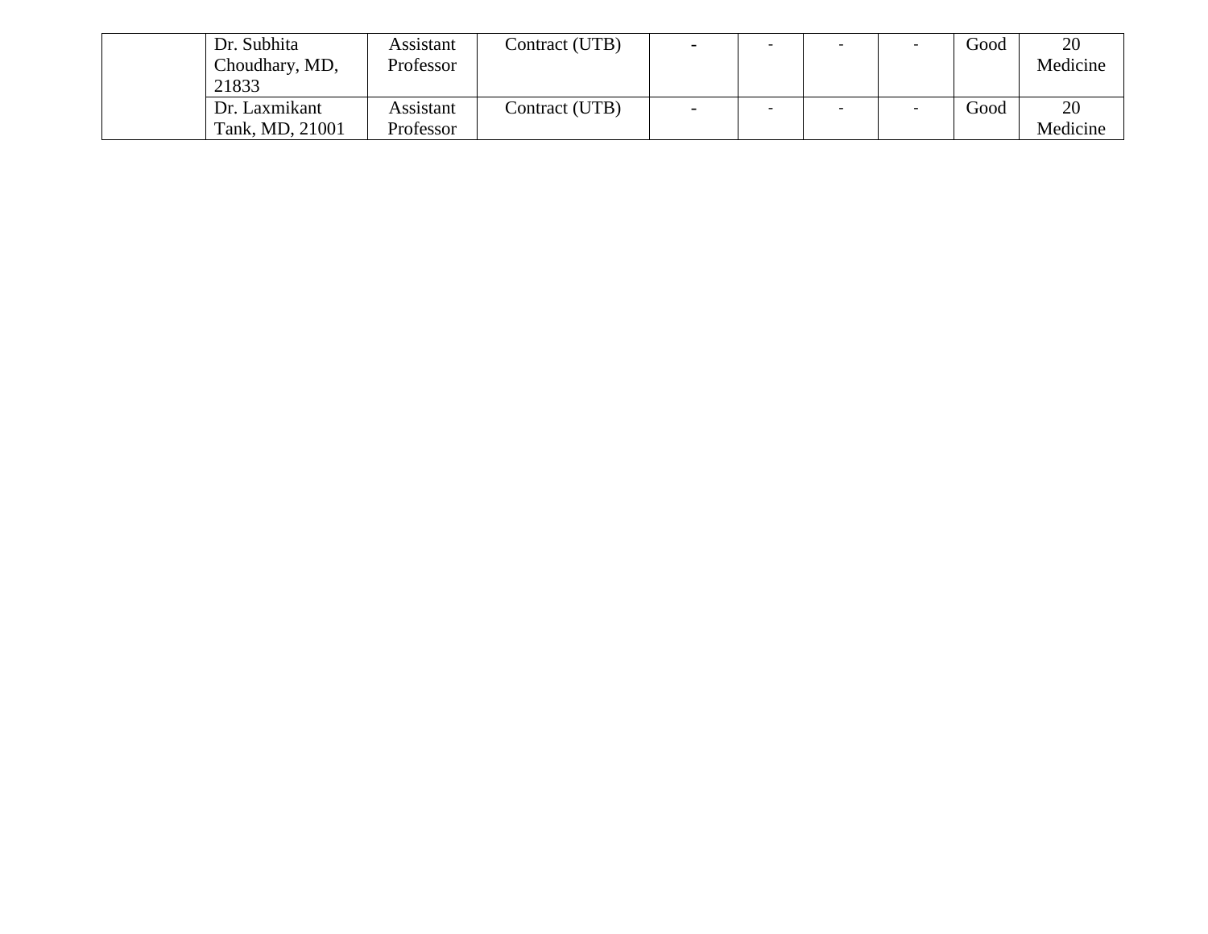| | | | | | | | | | |
|---|---|---|---|---|---|---|---|---|---|
| | Dr. Subhita Choudhary, MD, 21833 | Assistant Professor | Contract (UTB) | - | - | - | - | Good | 20 Medicine |
| | Dr. Laxmikant Tank, MD, 21001 | Assistant Professor | Contract (UTB) | - | - | - | - | Good | 20 Medicine |